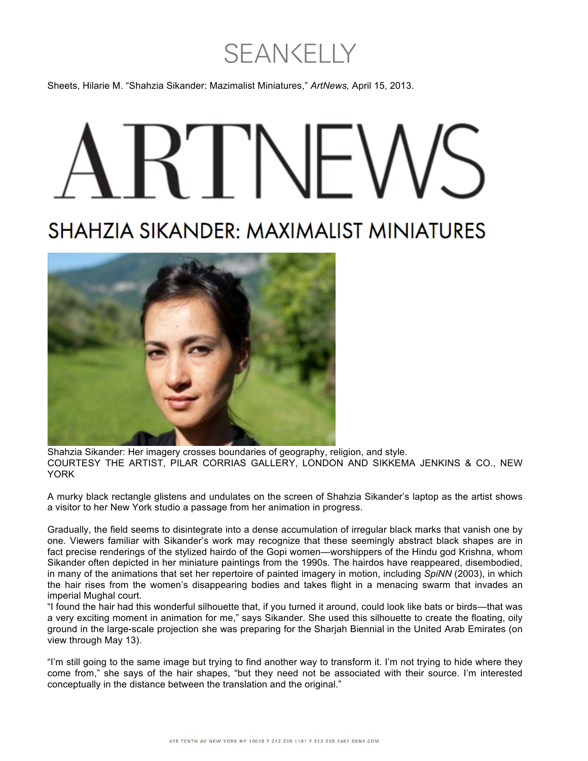Sheets, Hilarie M. "Shahzia Sikander: Mazimalist Miniatures," *ArtNews,* April 15, 2013.

# ARTNEWS

## SHAHZIA SIKANDER: MAXIMALIST MINIATURES

Shahzia Sikander: Her imagery crosses boundaries of geography, religion, and style.
COURTESY THE ARTIST, PILAR CORRIAS GALLERY, LONDON AND SIKKEMA JENKINS & CO., NEW YORK

A murky black rectangle glistens and undulates on the screen of Shahzia Sikander's laptop as the artist shows a visitor to her New York studio a passage from her animation in progress.

Gradually, the field seems to disintegrate into a dense accumulation of irregular black marks that vanish one by one. Viewers familiar with Sikander's work may recognize that these seemingly abstract black shapes are in fact precise renderings of the stylized hairdo of the Gopi women—worshippers of the Hindu god Krishna, whom Sikander often depicted in her miniature paintings from the 1990s. The hairdos have reappeared, disembodied, in many of the animations that set her repertoire of painted imagery in motion, including *SpiNN* (2003), in which the hair rises from the women's disappearing bodies and takes flight in a menacing swarm that invades an imperial Mughal court.
"I found the hair had this wonderful silhouette that, if you turned it around, could look like bats or birds—that was a very exciting moment in animation for me," says Sikander. She used this silhouette to create the floating, oily ground in the large-scale projection she was preparing for the Sharjah Biennial in the United Arab Emirates (on view through May 13).

"I'm still going to the same image but trying to find another way to transform it. I'm not trying to hide where they come from," she says of the hair shapes, "but they need not be associated with their source. I'm interested conceptually in the distance between the translation and the original."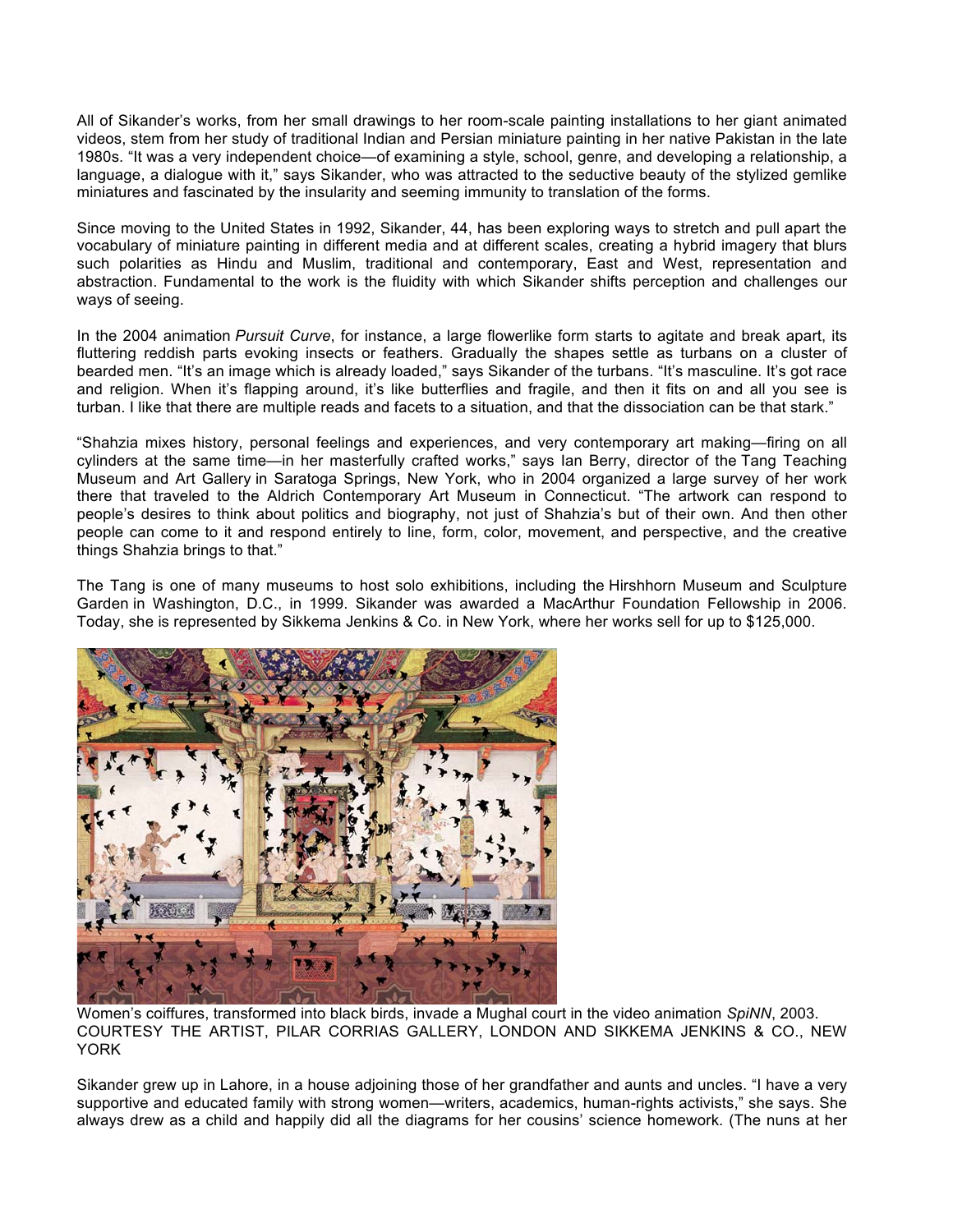All of Sikander's works, from her small drawings to her room-scale painting installations to her giant animated videos, stem from her study of traditional Indian and Persian miniature painting in her native Pakistan in the late 1980s. "It was a very independent choice—of examining a style, school, genre, and developing a relationship, a language, a dialogue with it," says Sikander, who was attracted to the seductive beauty of the stylized gemlike miniatures and fascinated by the insularity and seeming immunity to translation of the forms.

Since moving to the United States in 1992, Sikander, 44, has been exploring ways to stretch and pull apart the vocabulary of miniature painting in different media and at different scales, creating a hybrid imagery that blurs such polarities as Hindu and Muslim, traditional and contemporary, East and West, representation and abstraction. Fundamental to the work is the fluidity with which Sikander shifts perception and challenges our ways of seeing.

In the 2004 animation *Pursuit Curve*, for instance, a large flowerlike form starts to agitate and break apart, its fluttering reddish parts evoking insects or feathers. Gradually the shapes settle as turbans on a cluster of bearded men. "It's an image which is already loaded," says Sikander of the turbans. "It's masculine. It's got race and religion. When it's flapping around, it's like butterflies and fragile, and then it fits on and all you see is turban. I like that there are multiple reads and facets to a situation, and that the dissociation can be that stark."

"Shahzia mixes history, personal feelings and experiences, and very contemporary art making—firing on all cylinders at the same time—in her masterfully crafted works," says Ian Berry, director of the Tang Teaching Museum and Art Gallery in Saratoga Springs, New York, who in 2004 organized a large survey of her work there that traveled to the Aldrich Contemporary Art Museum in Connecticut. "The artwork can respond to people's desires to think about politics and biography, not just of Shahzia's but of their own. And then other people can come to it and respond entirely to line, form, color, movement, and perspective, and the creative things Shahzia brings to that."

The Tang is one of many museums to host solo exhibitions, including the Hirshhorn Museum and Sculpture Garden in Washington, D.C., in 1999. Sikander was awarded a MacArthur Foundation Fellowship in 2006. Today, she is represented by Sikkema Jenkins & Co. in New York, where her works sell for up to $125,000.

Women's coiffures, transformed into black birds, invade a Mughal court in the video animation *SpiNN*, 2003. COURTESY THE ARTIST, PILAR CORRIAS GALLERY, LONDON AND SIKKEMA JENKINS & CO., NEW YORK

Sikander grew up in Lahore, in a house adjoining those of her grandfather and aunts and uncles. "I have a very supportive and educated family with strong women—writers, academics, human-rights activists," she says. She always drew as a child and happily did all the diagrams for her cousins' science homework. (The nuns at her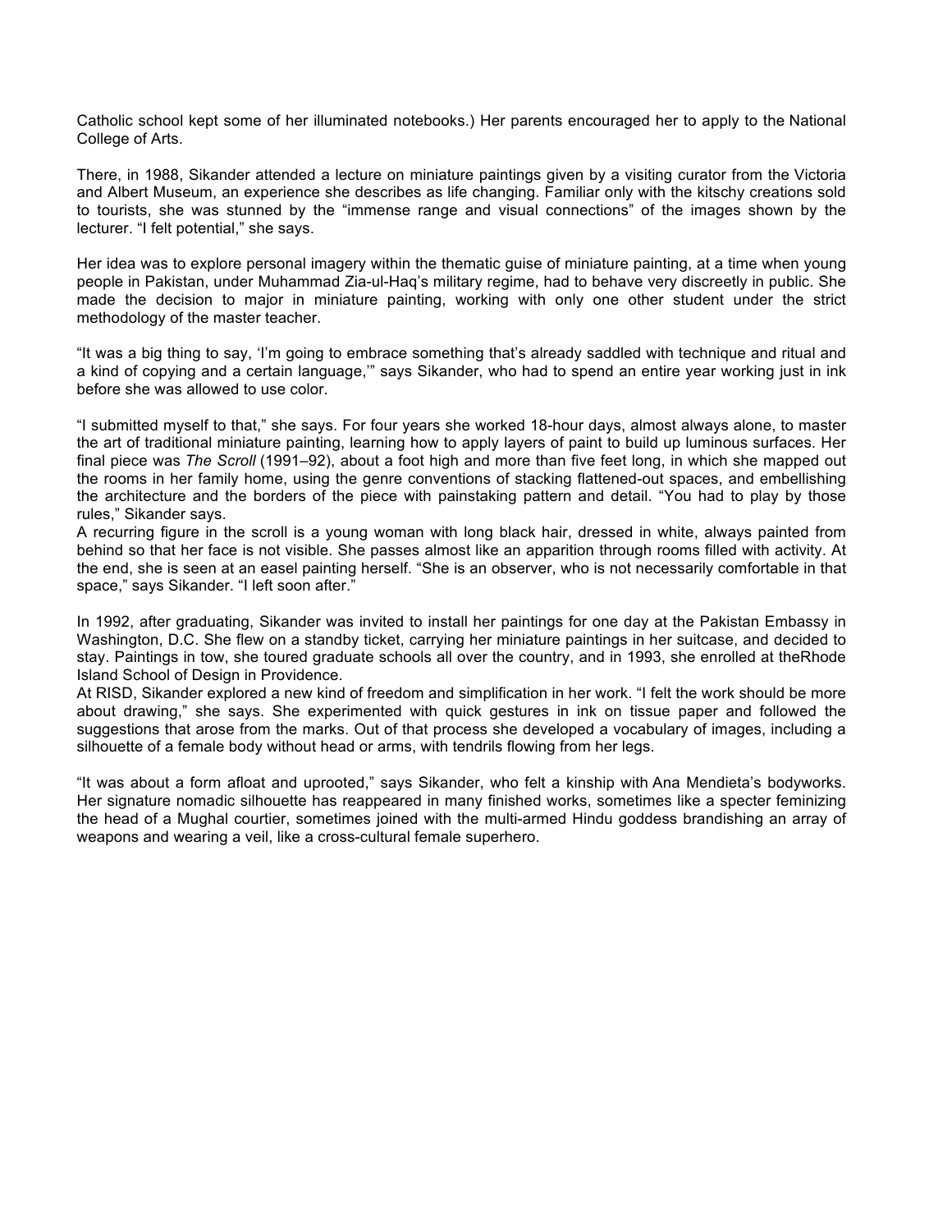Catholic school kept some of her illuminated notebooks.) Her parents encouraged her to apply to the National College of Arts.

There, in 1988, Sikander attended a lecture on miniature paintings given by a visiting curator from the Victoria and Albert Museum, an experience she describes as life changing. Familiar only with the kitschy creations sold to tourists, she was stunned by the "immense range and visual connections" of the images shown by the lecturer. "I felt potential," she says.

Her idea was to explore personal imagery within the thematic guise of miniature painting, at a time when young people in Pakistan, under Muhammad Zia-ul-Haq's military regime, had to behave very discreetly in public. She made the decision to major in miniature painting, working with only one other student under the strict methodology of the master teacher.

"It was a big thing to say, 'I'm going to embrace something that's already saddled with technique and ritual and a kind of copying and a certain language,'" says Sikander, who had to spend an entire year working just in ink before she was allowed to use color.

"I submitted myself to that," she says. For four years she worked 18-hour days, almost always alone, to master the art of traditional miniature painting, learning how to apply layers of paint to build up luminous surfaces. Her final piece was *The Scroll* (1991–92), about a foot high and more than five feet long, in which she mapped out the rooms in her family home, using the genre conventions of stacking flattened-out spaces, and embellishing the architecture and the borders of the piece with painstaking pattern and detail. "You had to play by those rules," Sikander says.

A recurring figure in the scroll is a young woman with long black hair, dressed in white, always painted from behind so that her face is not visible. She passes almost like an apparition through rooms filled with activity. At the end, she is seen at an easel painting herself. "She is an observer, who is not necessarily comfortable in that space," says Sikander. "I left soon after."

In 1992, after graduating, Sikander was invited to install her paintings for one day at the Pakistan Embassy in Washington, D.C. She flew on a standby ticket, carrying her miniature paintings in her suitcase, and decided to stay. Paintings in tow, she toured graduate schools all over the country, and in 1993, she enrolled at theRhode Island School of Design in Providence.

At RISD, Sikander explored a new kind of freedom and simplification in her work. "I felt the work should be more about drawing," she says. She experimented with quick gestures in ink on tissue paper and followed the suggestions that arose from the marks. Out of that process she developed a vocabulary of images, including a silhouette of a female body without head or arms, with tendrils flowing from her legs.

"It was about a form afloat and uprooted," says Sikander, who felt a kinship with Ana Mendieta's bodyworks. Her signature nomadic silhouette has reappeared in many finished works, sometimes like a specter feminizing the head of a Mughal courtier, sometimes joined with the multi-armed Hindu goddess brandishing an array of weapons and wearing a veil, like a cross-cultural female superhero.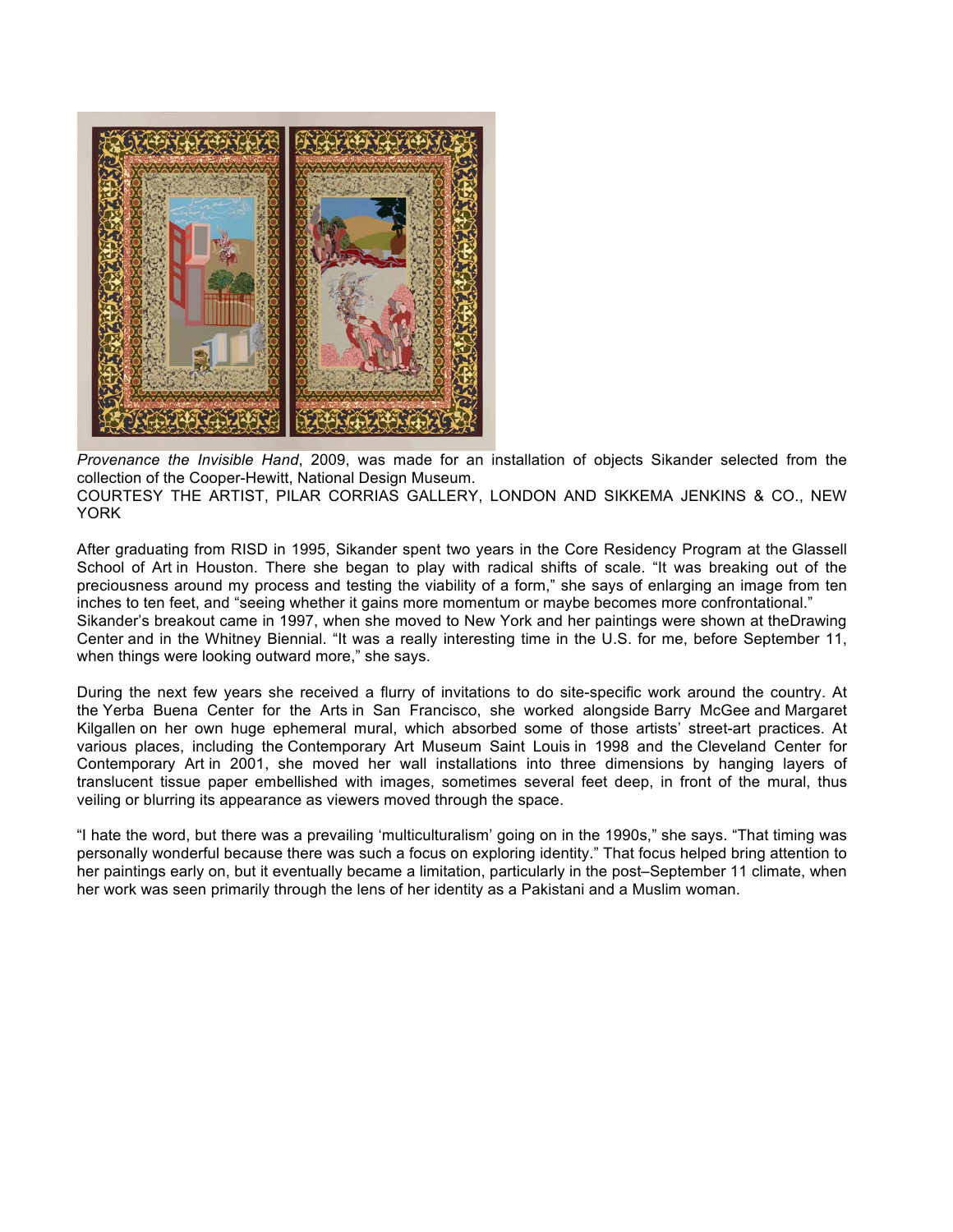*Provenance the Invisible Hand*, 2009, was made for an installation of objects Sikander selected from the collection of the Cooper-Hewitt, National Design Museum.
COURTESY THE ARTIST, PILAR CORRIAS GALLERY, LONDON AND SIKKEMA JENKINS & CO., NEW YORK

After graduating from RISD in 1995, Sikander spent two years in the Core Residency Program at the Glassell School of Art in Houston. There she began to play with radical shifts of scale. "It was breaking out of the preciousness around my process and testing the viability of a form," she says of enlarging an image from ten inches to ten feet, and "seeing whether it gains more momentum or maybe becomes more confrontational."
Sikander's breakout came in 1997, when she moved to New York and her paintings were shown at theDrawing Center and in the Whitney Biennial. "It was a really interesting time in the U.S. for me, before September 11, when things were looking outward more," she says.

During the next few years she received a flurry of invitations to do site-specific work around the country. At the Yerba Buena Center for the Arts in San Francisco, she worked alongside Barry McGee and Margaret Kilgallen on her own huge ephemeral mural, which absorbed some of those artists' street-art practices. At various places, including the Contemporary Art Museum Saint Louis in 1998 and the Cleveland Center for Contemporary Art in 2001, she moved her wall installations into three dimensions by hanging layers of translucent tissue paper embellished with images, sometimes several feet deep, in front of the mural, thus veiling or blurring its appearance as viewers moved through the space.

"I hate the word, but there was a prevailing 'multiculturalism' going on in the 1990s," she says. "That timing was personally wonderful because there was such a focus on exploring identity." That focus helped bring attention to her paintings early on, but it eventually became a limitation, particularly in the post–September 11 climate, when her work was seen primarily through the lens of her identity as a Pakistani and a Muslim woman.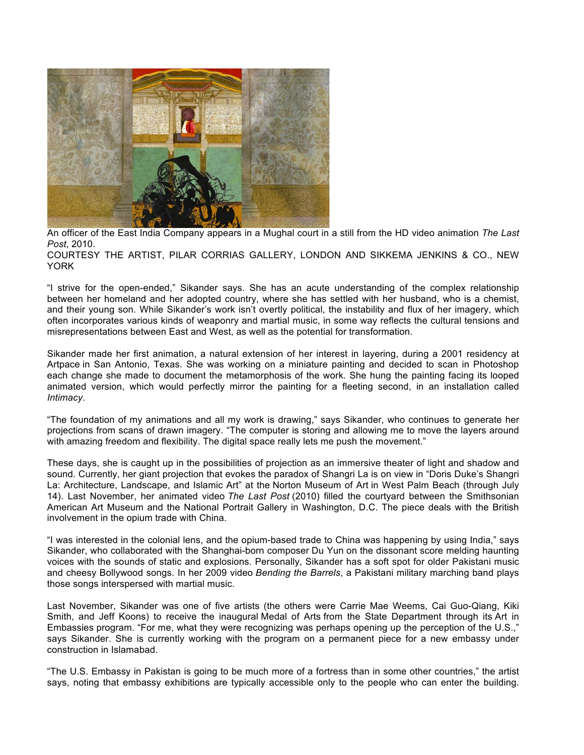An officer of the East India Company appears in a Mughal court in a still from the HD video animation *The Last Post*, 2010.
COURTESY THE ARTIST, PILAR CORRIAS GALLERY, LONDON AND SIKKEMA JENKINS & CO., NEW YORK

"I strive for the open-ended," Sikander says. She has an acute understanding of the complex relationship between her homeland and her adopted country, where she has settled with her husband, who is a chemist, and their young son. While Sikander's work isn't overtly political, the instability and flux of her imagery, which often incorporates various kinds of weaponry and martial music, in some way reflects the cultural tensions and misrepresentations between East and West, as well as the potential for transformation.

Sikander made her first animation, a natural extension of her interest in layering, during a 2001 residency at Artpace in San Antonio, Texas. She was working on a miniature painting and decided to scan in Photoshop each change she made to document the metamorphosis of the work. She hung the painting facing its looped animated version, which would perfectly mirror the painting for a fleeting second, in an installation called *Intimacy*.

"The foundation of my animations and all my work is drawing," says Sikander, who continues to generate her projections from scans of drawn imagery. "The computer is storing and allowing me to move the layers around with amazing freedom and flexibility. The digital space really lets me push the movement."

These days, she is caught up in the possibilities of projection as an immersive theater of light and shadow and sound. Currently, her giant projection that evokes the paradox of Shangri La is on view in "Doris Duke's Shangri La: Architecture, Landscape, and Islamic Art" at the Norton Museum of Art in West Palm Beach (through July 14). Last November, her animated video *The Last Post* (2010) filled the courtyard between the Smithsonian American Art Museum and the National Portrait Gallery in Washington, D.C. The piece deals with the British involvement in the opium trade with China.

"I was interested in the colonial lens, and the opium-based trade to China was happening by using India," says Sikander, who collaborated with the Shanghai-born composer Du Yun on the dissonant score melding haunting voices with the sounds of static and explosions. Personally, Sikander has a soft spot for older Pakistani music and cheesy Bollywood songs. In her 2009 video *Bending the Barrels*, a Pakistani military marching band plays those songs interspersed with martial music.

Last November, Sikander was one of five artists (the others were Carrie Mae Weems, Cai Guo-Qiang, Kiki Smith, and Jeff Koons) to receive the inaugural Medal of Arts from the State Department through its Art in Embassies program. "For me, what they were recognizing was perhaps opening up the perception of the U.S.," says Sikander. She is currently working with the program on a permanent piece for a new embassy under construction in Islamabad.

"The U.S. Embassy in Pakistan is going to be much more of a fortress than in some other countries," the artist says, noting that embassy exhibitions are typically accessible only to the people who can enter the building.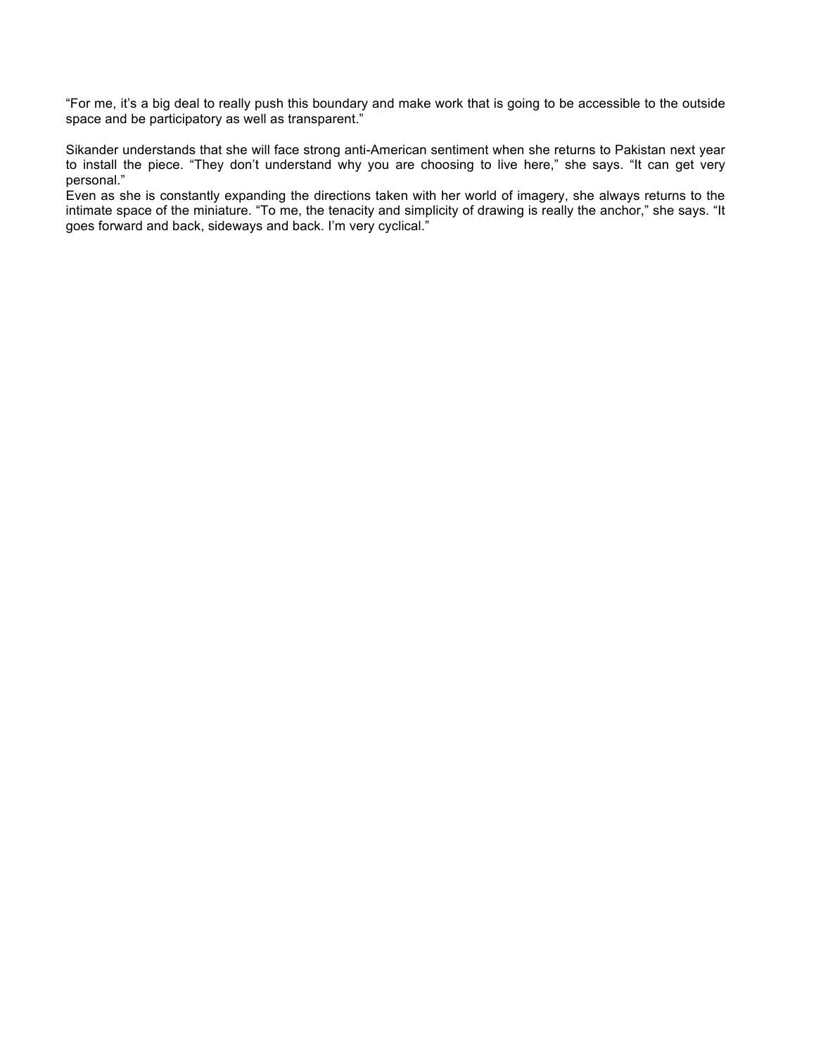"For me, it's a big deal to really push this boundary and make work that is going to be accessible to the outside space and be participatory as well as transparent."

Sikander understands that she will face strong anti-American sentiment when she returns to Pakistan next year to install the piece. "They don't understand why you are choosing to live here," she says. "It can get very personal."

Even as she is constantly expanding the directions taken with her world of imagery, she always returns to the intimate space of the miniature. "To me, the tenacity and simplicity of drawing is really the anchor," she says. "It goes forward and back, sideways and back. I'm very cyclical."